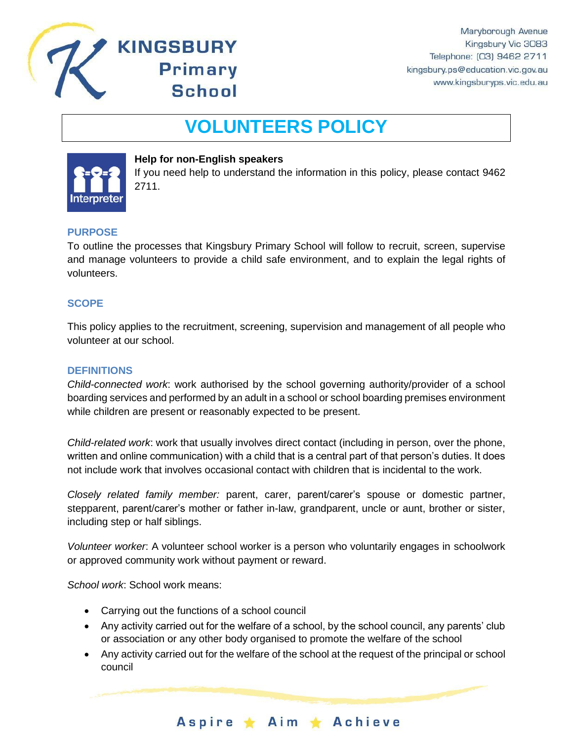KINGSBURY Primary School

Maryborough Avenue
Kingsbury Vic 3083
Telephone: (03) 9462 2711
kingsbury.ps@education.vic.gov.au
www.kingsburyps.vic.edu.au

# VOLUNTEERS POLICY

**Help for non-English speakers**
If you need help to understand the information in this policy, please contact 9462 2711.

## PURPOSE

To outline the processes that Kingsbury Primary School will follow to recruit, screen, supervise and manage volunteers to provide a child safe environment, and to explain the legal rights of volunteers.

## SCOPE

This policy applies to the recruitment, screening, supervision and management of all people who volunteer at our school.

## DEFINITIONS

*Child-connected work*: work authorised by the school governing authority/provider of a school boarding services and performed by an adult in a school or school boarding premises environment while children are present or reasonably expected to be present.

*Child-related work*: work that usually involves direct contact (including in person, over the phone, written and online communication) with a child that is a central part of that person's duties. It does not include work that involves occasional contact with children that is incidental to the work.

*Closely related family member:* parent, carer, parent/carer's spouse or domestic partner, stepparent, parent/carer's mother or father in-law, grandparent, uncle or aunt, brother or sister, including step or half siblings.

*Volunteer worker*: A volunteer school worker is a person who voluntarily engages in schoolwork or approved community work without payment or reward.

*School work*: School work means:

- Carrying out the functions of a school council
- Any activity carried out for the welfare of a school, by the school council, any parents' club or association or any other body organised to promote the welfare of the school
- Any activity carried out for the welfare of the school at the request of the principal or school council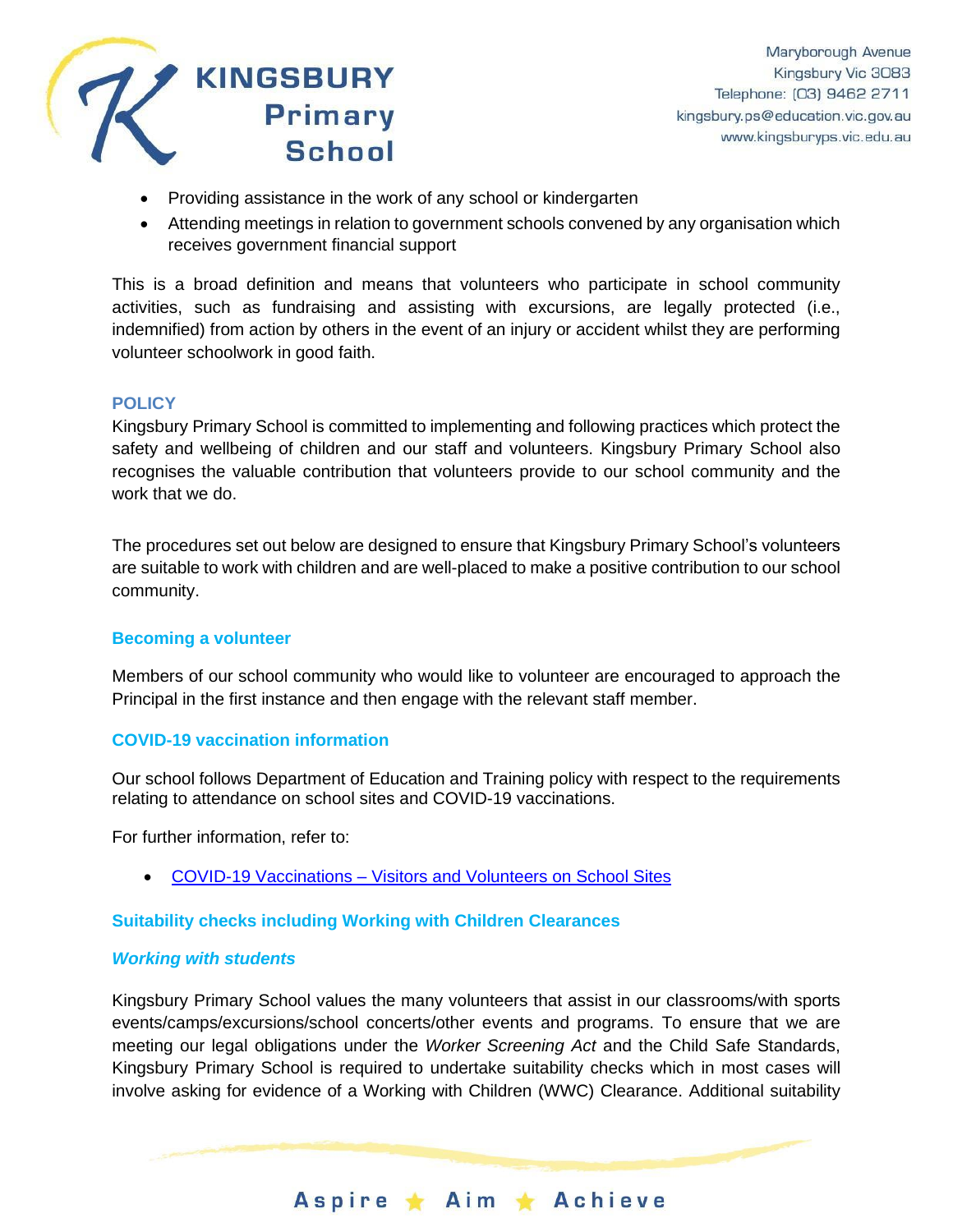- Providing assistance in the work of any school or kindergarten
- Attending meetings in relation to government schools convened by any organisation which receives government financial support

This is a broad definition and means that volunteers who participate in school community activities, such as fundraising and assisting with excursions, are legally protected (i.e., indemnified) from action by others in the event of an injury or accident whilst they are performing volunteer schoolwork in good faith.

## POLICY

Kingsbury Primary School is committed to implementing and following practices which protect the safety and wellbeing of children and our staff and volunteers. Kingsbury Primary School also recognises the valuable contribution that volunteers provide to our school community and the work that we do.

The procedures set out below are designed to ensure that Kingsbury Primary School's volunteers are suitable to work with children and are well-placed to make a positive contribution to our school community.

### Becoming a volunteer

Members of our school community who would like to volunteer are encouraged to approach the Principal in the first instance and then engage with the relevant staff member.

### COVID-19 vaccination information

Our school follows Department of Education and Training policy with respect to the requirements relating to attendance on school sites and COVID-19 vaccinations.

For further information, refer to:

- [COVID-19 Vaccinations – Visitors and Volunteers on School Sites]

### Suitability checks including Working with Children Clearances

#### *Working with students*

Kingsbury Primary School values the many volunteers that assist in our classrooms/with sports events/camps/excursions/school concerts/other events and programs. To ensure that we are meeting our legal obligations under the *Worker Screening Act* and the Child Safe Standards, Kingsbury Primary School is required to undertake suitability checks which in most cases will involve asking for evidence of a Working with Children (WWC) Clearance. Additional suitability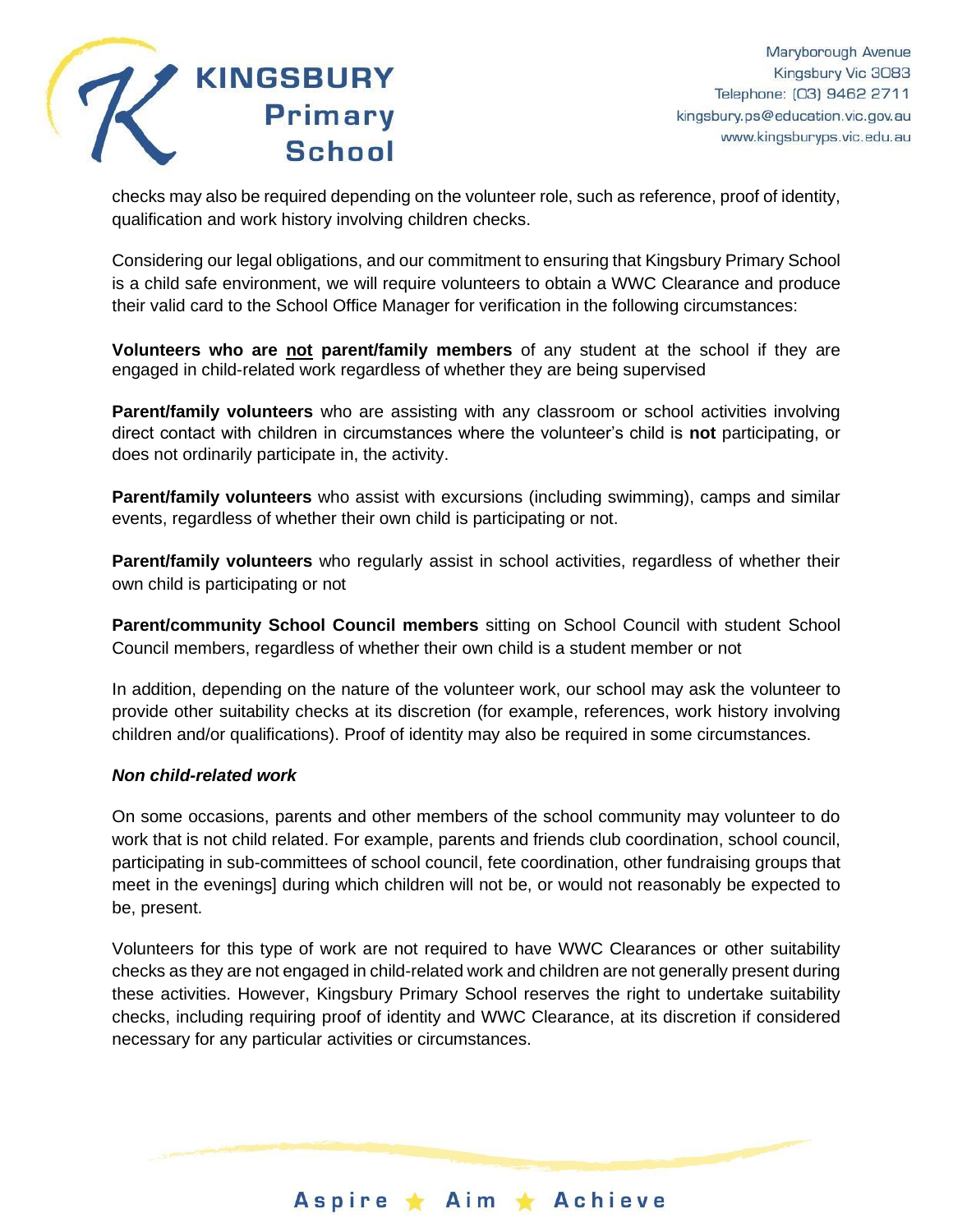checks may also be required depending on the volunteer role, such as reference, proof of identity, qualification and work history involving children checks.

Considering our legal obligations, and our commitment to ensuring that Kingsbury Primary School is a child safe environment, we will require volunteers to obtain a WWC Clearance and produce their valid card to the School Office Manager for verification in the following circumstances:

**Volunteers who are <u>not</u> parent/family members** of any student at the school if they are engaged in child-related work regardless of whether they are being supervised

**Parent/family volunteers** who are assisting with any classroom or school activities involving direct contact with children in circumstances where the volunteer's child is **not** participating, or does not ordinarily participate in, the activity.

**Parent/family volunteers** who assist with excursions (including swimming), camps and similar events, regardless of whether their own child is participating or not.

**Parent/family volunteers** who regularly assist in school activities, regardless of whether their own child is participating or not

**Parent/community School Council members** sitting on School Council with student School Council members, regardless of whether their own child is a student member or not

In addition, depending on the nature of the volunteer work, our school may ask the volunteer to provide other suitability checks at its discretion (for example, references, work history involving children and/or qualifications). Proof of identity may also be required in some circumstances.

***Non child-related work***

On some occasions, parents and other members of the school community may volunteer to do work that is not child related. For example, parents and friends club coordination, school council, participating in sub-committees of school council, fete coordination, other fundraising groups that meet in the evenings] during which children will not be, or would not reasonably be expected to be, present.

Volunteers for this type of work are not required to have WWC Clearances or other suitability checks as they are not engaged in child-related work and children are not generally present during these activities. However, Kingsbury Primary School reserves the right to undertake suitability checks, including requiring proof of identity and WWC Clearance, at its discretion if considered necessary for any particular activities or circumstances.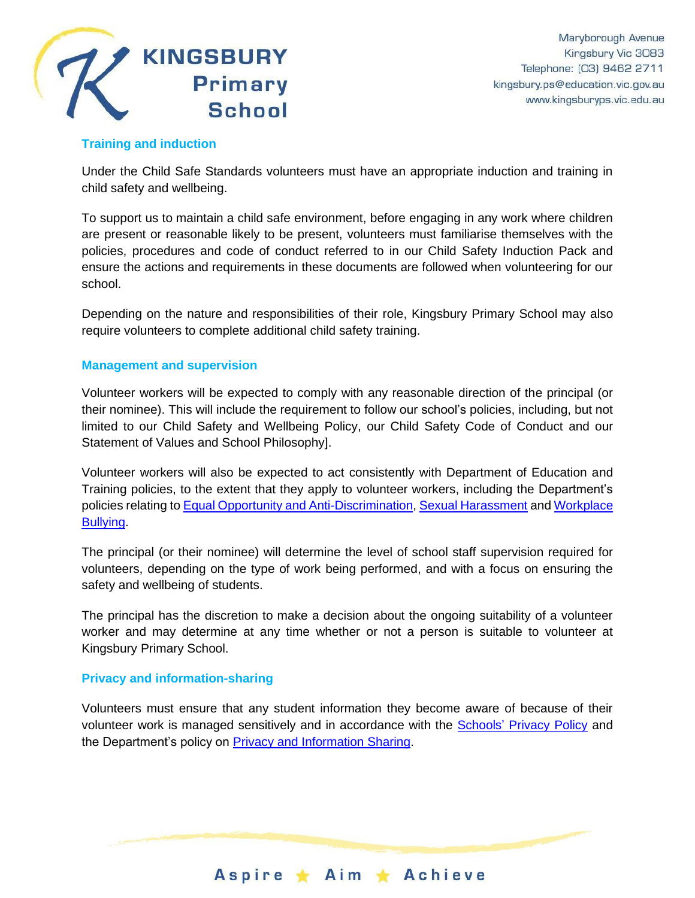## Training and induction

Under the Child Safe Standards volunteers must have an appropriate induction and training in child safety and wellbeing.

To support us to maintain a child safe environment, before engaging in any work where children are present or reasonable likely to be present, volunteers must familiarise themselves with the policies, procedures and code of conduct referred to in our Child Safety Induction Pack and ensure the actions and requirements in these documents are followed when volunteering for our school.

Depending on the nature and responsibilities of their role, Kingsbury Primary School may also require volunteers to complete additional child safety training.

## Management and supervision

Volunteer workers will be expected to comply with any reasonable direction of the principal (or their nominee). This will include the requirement to follow our school's policies, including, but not limited to our Child Safety and Wellbeing Policy, our Child Safety Code of Conduct and our Statement of Values and School Philosophy].

Volunteer workers will also be expected to act consistently with Department of Education and Training policies, to the extent that they apply to volunteer workers, including the Department's policies relating to Equal Opportunity and Anti-Discrimination, Sexual Harassment and Workplace Bullying.

The principal (or their nominee) will determine the level of school staff supervision required for volunteers, depending on the type of work being performed, and with a focus on ensuring the safety and wellbeing of students.

The principal has the discretion to make a decision about the ongoing suitability of a volunteer worker and may determine at any time whether or not a person is suitable to volunteer at Kingsbury Primary School.

## Privacy and information-sharing

Volunteers must ensure that any student information they become aware of because of their volunteer work is managed sensitively and in accordance with the Schools' Privacy Policy and the Department's policy on Privacy and Information Sharing.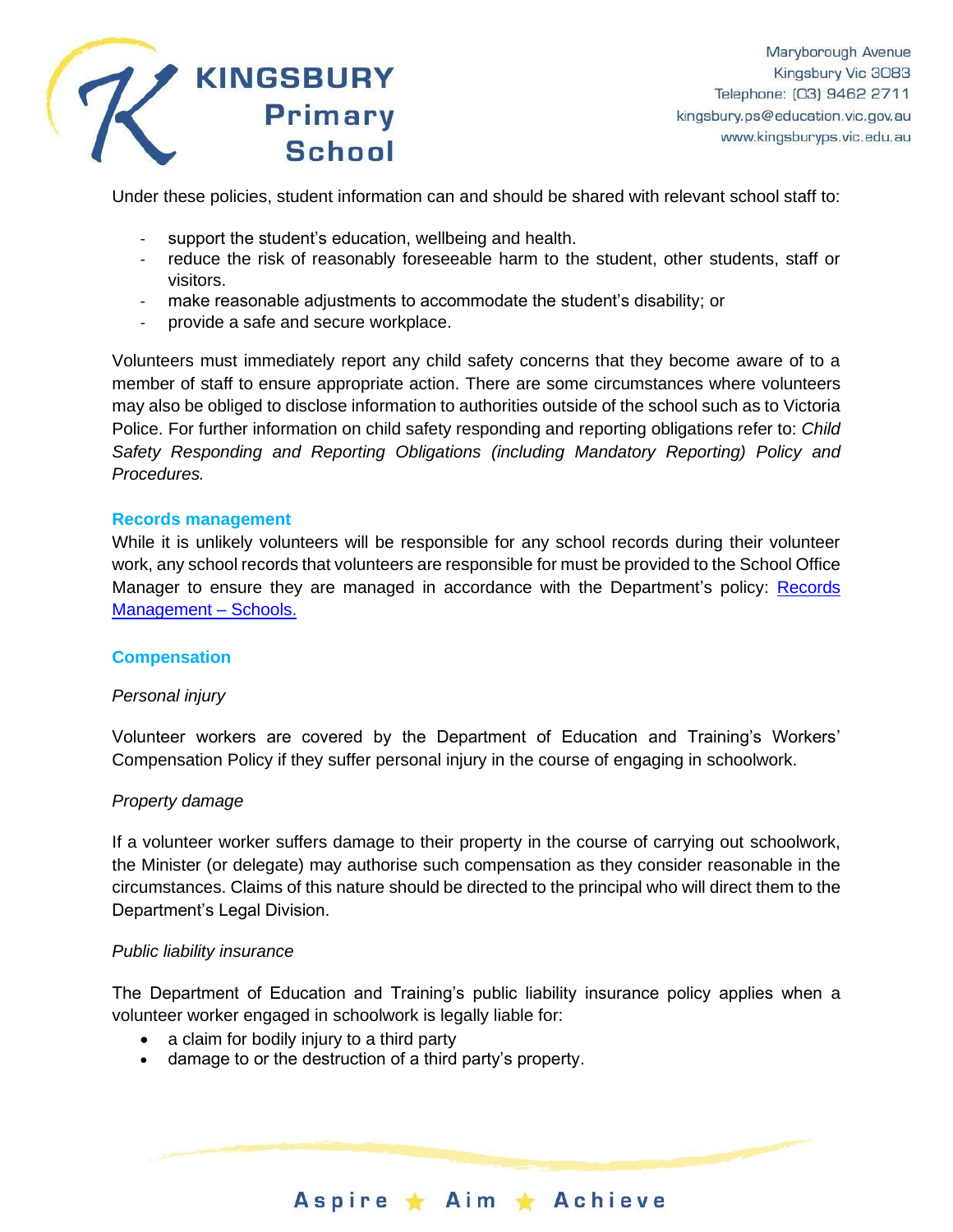Under these policies, student information can and should be shared with relevant school staff to:

- support the student's education, wellbeing and health.
- reduce the risk of reasonably foreseeable harm to the student, other students, staff or visitors.
- make reasonable adjustments to accommodate the student's disability; or
- provide a safe and secure workplace.

Volunteers must immediately report any child safety concerns that they become aware of to a member of staff to ensure appropriate action. There are some circumstances where volunteers may also be obliged to disclose information to authorities outside of the school such as to Victoria Police. For further information on child safety responding and reporting obligations refer to: *Child Safety Responding and Reporting Obligations (including Mandatory Reporting) Policy and Procedures.*

## Records management

While it is unlikely volunteers will be responsible for any school records during their volunteer work, any school records that volunteers are responsible for must be provided to the School Office Manager to ensure they are managed in accordance with the Department's policy: Records Management – Schools.

## Compensation

*Personal injury*

Volunteer workers are covered by the Department of Education and Training's Workers' Compensation Policy if they suffer personal injury in the course of engaging in schoolwork.

*Property damage*

If a volunteer worker suffers damage to their property in the course of carrying out schoolwork, the Minister (or delegate) may authorise such compensation as they consider reasonable in the circumstances. Claims of this nature should be directed to the principal who will direct them to the Department's Legal Division.

*Public liability insurance*

The Department of Education and Training's public liability insurance policy applies when a volunteer worker engaged in schoolwork is legally liable for:

- a claim for bodily injury to a third party
- damage to or the destruction of a third party's property.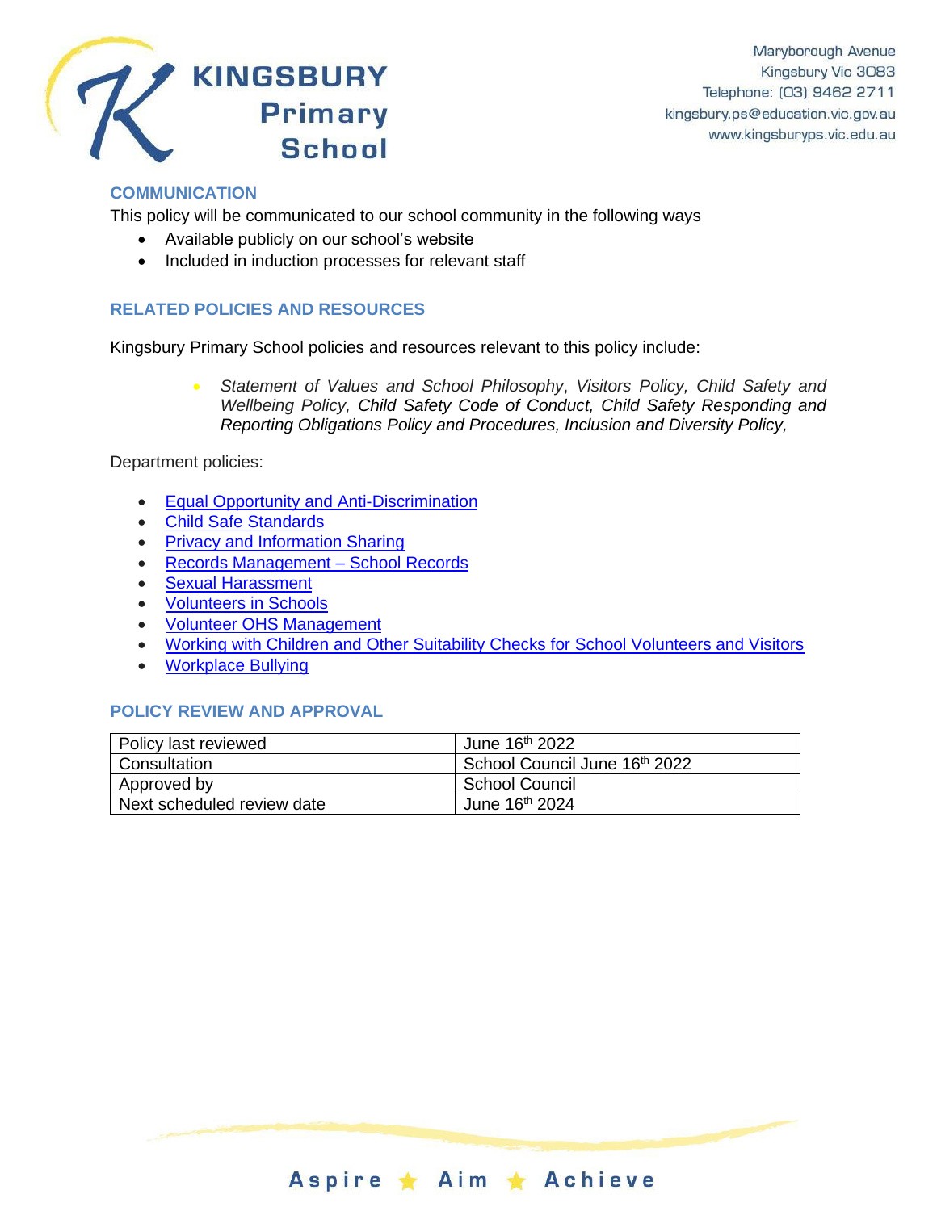## COMMUNICATION

This policy will be communicated to our school community in the following ways

- Available publicly on our school's website
- Included in induction processes for relevant staff

## RELATED POLICIES AND RESOURCES

Kingsbury Primary School policies and resources relevant to this policy include:

- *Statement of Values and School Philosophy*, *Visitors Policy, Child Safety and Wellbeing Policy, Child Safety Code of Conduct, Child Safety Responding and Reporting Obligations Policy and Procedures, Inclusion and Diversity Policy,*

Department policies:

- Equal Opportunity and Anti-Discrimination
- Child Safe Standards
- Privacy and Information Sharing
- Records Management – School Records
- Sexual Harassment
- Volunteers in Schools
- Volunteer OHS Management
- Working with Children and Other Suitability Checks for School Volunteers and Visitors
- Workplace Bullying

## POLICY REVIEW AND APPROVAL

| | |
|---|---|
| Policy last reviewed | June 16th 2022 |
| Consultation | School Council June 16th 2022 |
| Approved by | School Council |
| Next scheduled review date | June 16th 2024 |